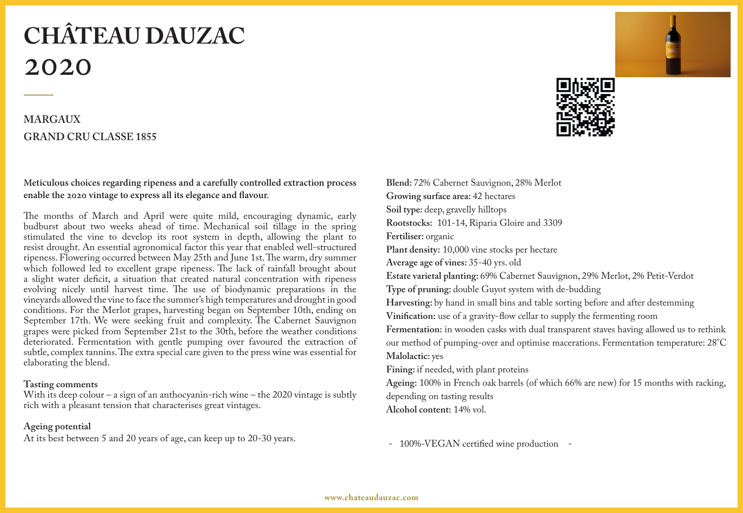# CHÂTEAU DAUZAC
# 2020

**MARGAUX**
**GRAND CRU CLASSE 1855**

**Meticulous choices regarding ripeness and a carefully controlled extraction process enable the 2020 vintage to express all its elegance and flavour.**

The months of March and April were quite mild, encouraging dynamic, early budburst about two weeks ahead of time. Mechanical soil tillage in the spring stimulated the vine to develop its root system in depth, allowing the plant to resist drought. An essential agronomical factor this year that enabled well-structured ripeness. Flowering occurred between May 25th and June 1st. The warm, dry summer which followed led to excellent grape ripeness. The lack of rainfall brought about a slight water deficit, a situation that created natural concentration with ripeness evolving nicely until harvest time. The use of biodynamic preparations in the vineyards allowed the vine to face the summer's high temperatures and drought in good conditions. For the Merlot grapes, harvesting began on September 10th, ending on September 17th. We were seeking fruit and complexity. The Cabernet Sauvignon grapes were picked from September 21st to the 30th, before the weather conditions deteriorated. Fermentation with gentle pumping over favoured the extraction of subtle, complex tannins. The extra special care given to the press wine was essential for elaborating the blend.

**Tasting comments**
With its deep colour – a sign of an anthocyanin-rich wine – the 2020 vintage is subtly rich with a pleasant tension that characterises great vintages.

**Ageing potential**
At its best between 5 and 20 years of age, can keep up to 20-30 years.

**Blend:** 72% Cabernet Sauvignon, 28% Merlot
**Growing surface area:** 42 hectares
**Soil type:** deep, gravelly hilltops
**Rootstocks:** 101-14, Riparia Gloire and 3309
**Fertiliser:** organic
**Plant density:** 10,000 vine stocks per hectare
**Average age of vines:** 35-40 yrs. old
**Estate varietal planting:** 69% Cabernet Sauvignon, 29% Merlot, 2% Petit-Verdot
**Type of pruning:** double Guyot system with de-budding
**Harvesting:** by hand in small bins and table sorting before and after destemming
**Vinification:** use of a gravity-flow cellar to supply the fermenting room
**Fermentation:** in wooden casks with dual transparent staves having allowed us to rethink our method of pumping-over and optimise macerations. Fermentation temperature: 28°C
**Malolactic:** yes
**Fining:** if needed, with plant proteins
**Ageing:** 100% in French oak barrels (of which 66% are new) for 15 months with racking, depending on tasting results
**Alcohol content:** 14% vol.

- 100%-VEGAN certified wine production -

www.chateaudauzac.com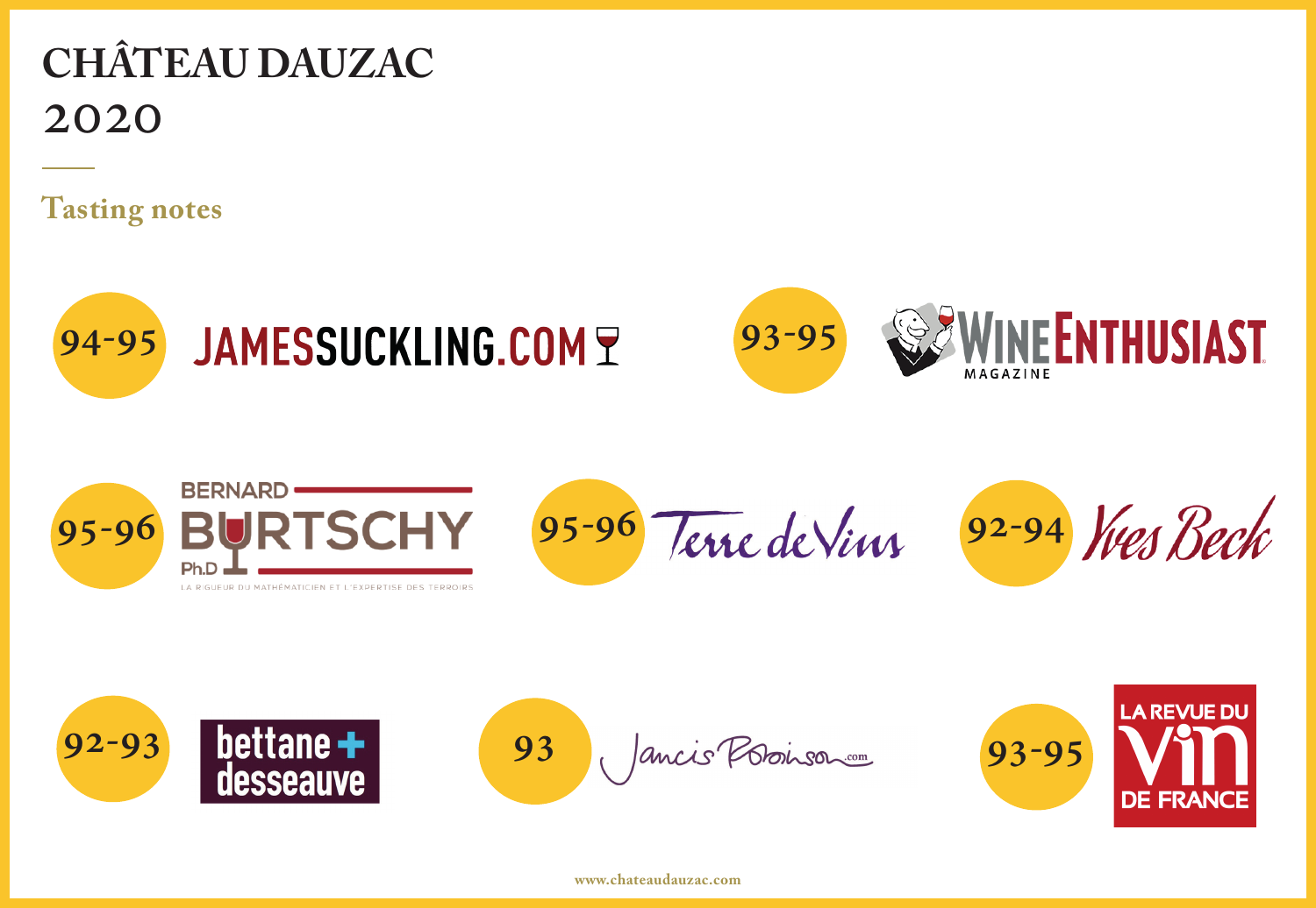# CHÂTEAU DAUZAC
# 2020

## Tasting notes

94-95 JAMESSUCKLING.COM

93-95 WINE ENTHUSIAST MAGAZINE

95-96 BERNARD BURTSCHY Ph.D — LA RIGUEUR DU MATHÉMATICIEN ET L'EXPERTISE DES TERROIRS

95-96 Terre de Vins

92-94 Yves Beck

92-93 bettane + desseauve

93 JancisRobinson.com

93-95 LA REVUE DU VIN DE FRANCE

www.chateaudauzac.com